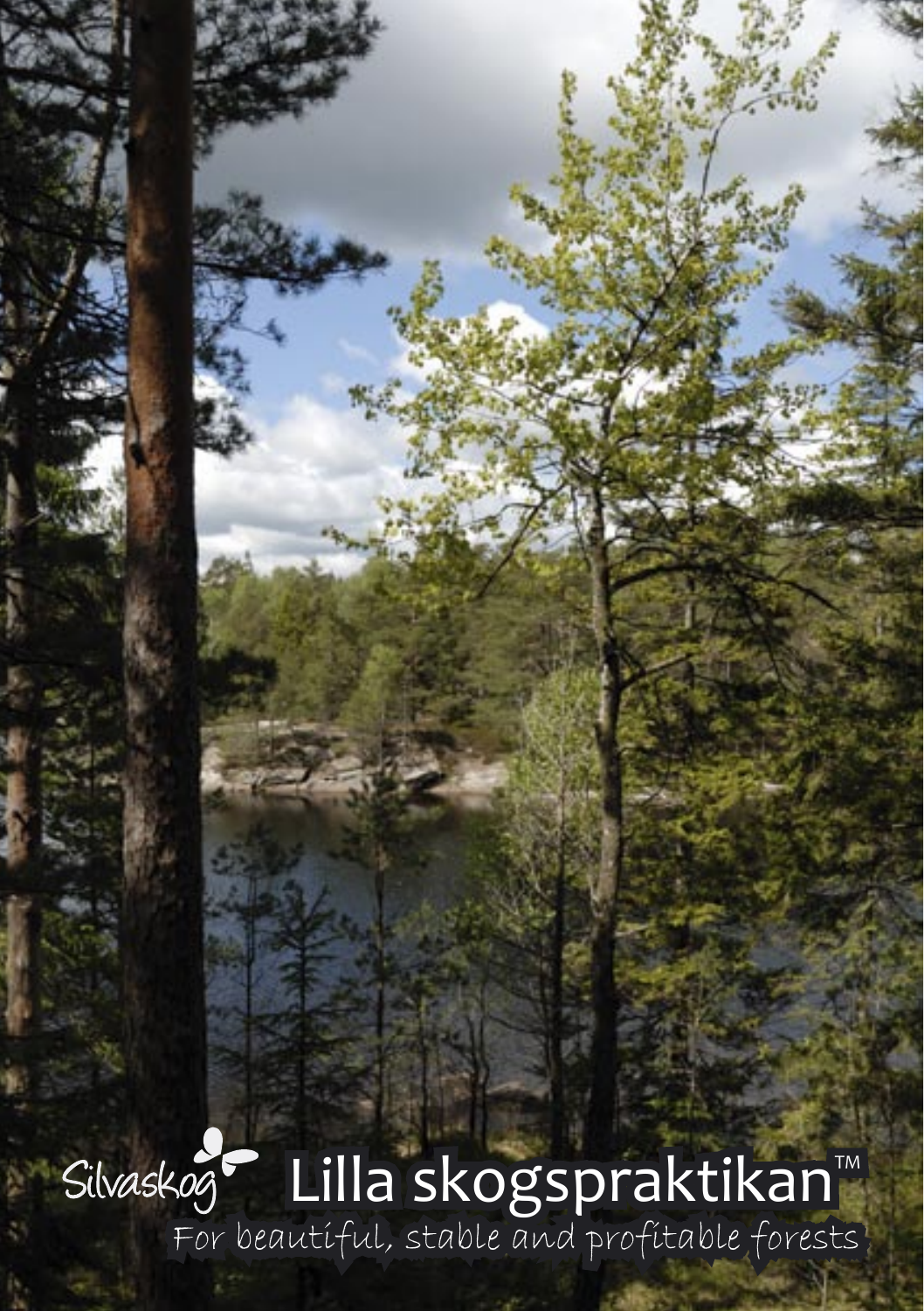Silvaskog

# Lilla skogspraktikan™

For beautiful, stable and profitable forests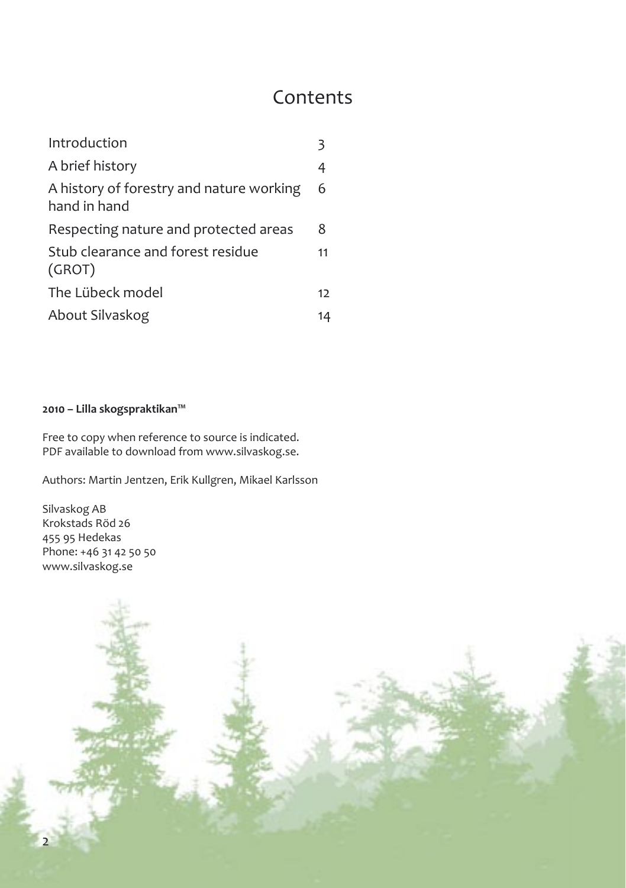# Contents

| | |
|---|---|
| Introduction | 3 |
| A brief history | 4 |
| A history of forestry and nature working hand in hand | 6 |
| Respecting nature and protected areas | 8 |
| Stub clearance and forest residue (GROT) | 11 |
| The Lübeck model | 12 |
| About Silvaskog | 14 |

**2010 – Lilla skogspraktikan™**

Free to copy when reference to source is indicated.
PDF available to download from www.silvaskog.se.

Authors: Martin Jentzen, Erik Kullgren, Mikael Karlsson

Silvaskog AB
Krokstads Röd 26
455 95 Hedekas
Phone: +46 31 42 50 50
www.silvaskog.se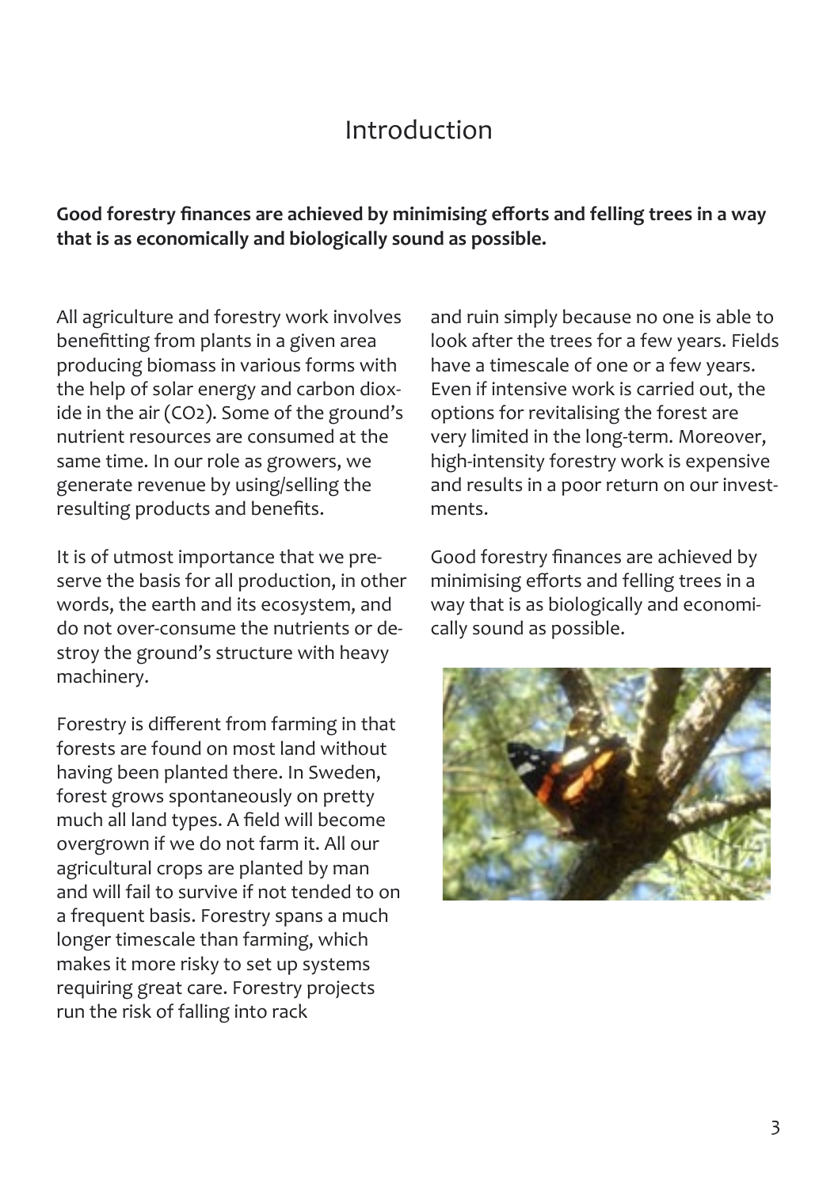# Introduction

**Good forestry finances are achieved by minimising efforts and felling trees in a way that is as economically and biologically sound as possible.**

All agriculture and forestry work involves benefitting from plants in a given area producing biomass in various forms with the help of solar energy and carbon dioxide in the air ($CO_2$). Some of the ground's nutrient resources are consumed at the same time. In our role as growers, we generate revenue by using/selling the resulting products and benefits.

It is of utmost importance that we preserve the basis for all production, in other words, the earth and its ecosystem, and do not over-consume the nutrients or destroy the ground's structure with heavy machinery.

Forestry is different from farming in that forests are found on most land without having been planted there. In Sweden, forest grows spontaneously on pretty much all land types. A field will become overgrown if we do not farm it. All our agricultural crops are planted by man and will fail to survive if not tended to on a frequent basis. Forestry spans a much longer timescale than farming, which makes it more risky to set up systems requiring great care. Forestry projects run the risk of falling into rack and ruin simply because no one is able to look after the trees for a few years. Fields have a timescale of one or a few years. Even if intensive work is carried out, the options for revitalising the forest are very limited in the long-term. Moreover, high-intensity forestry work is expensive and results in a poor return on our investments.

Good forestry finances are achieved by minimising efforts and felling trees in a way that is as biologically and economically sound as possible.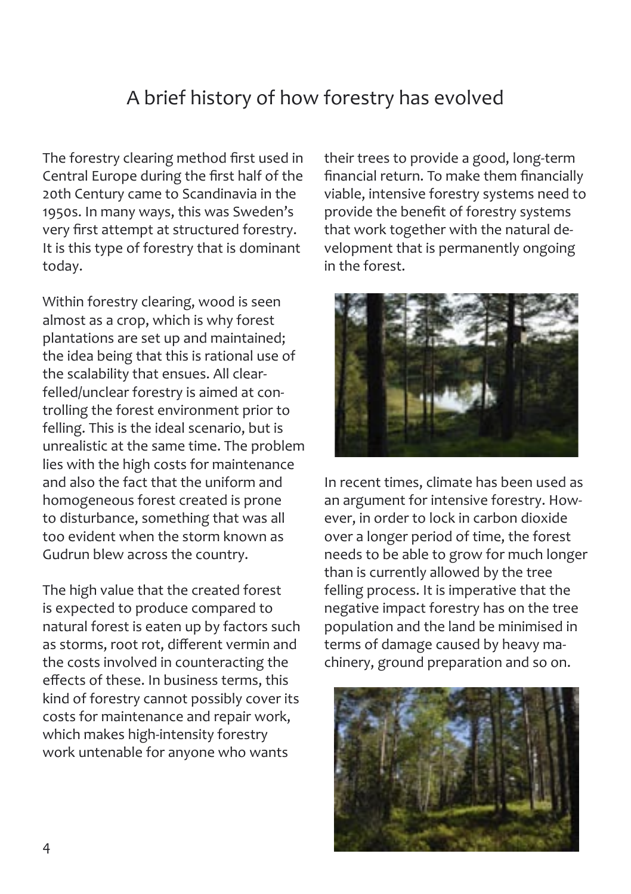# A brief history of how forestry has evolved

The forestry clearing method first used in Central Europe during the first half of the 20th Century came to Scandinavia in the 1950s. In many ways, this was Sweden's very first attempt at structured forestry. It is this type of forestry that is dominant today.

Within forestry clearing, wood is seen almost as a crop, which is why forest plantations are set up and maintained; the idea being that this is rational use of the scalability that ensues. All clear-felled/unclear forestry is aimed at controlling the forest environment prior to felling. This is the ideal scenario, but is unrealistic at the same time. The problem lies with the high costs for maintenance and also the fact that the uniform and homogeneous forest created is prone to disturbance, something that was all too evident when the storm known as Gudrun blew across the country.

The high value that the created forest is expected to produce compared to natural forest is eaten up by factors such as storms, root rot, different vermin and the costs involved in counteracting the effects of these. In business terms, this kind of forestry cannot possibly cover its costs for maintenance and repair work, which makes high-intensity forestry work untenable for anyone who wants their trees to provide a good, long-term financial return. To make them financially viable, intensive forestry systems need to provide the benefit of forestry systems that work together with the natural development that is permanently ongoing in the forest.

In recent times, climate has been used as an argument for intensive forestry. However, in order to lock in carbon dioxide over a longer period of time, the forest needs to be able to grow for much longer than is currently allowed by the tree felling process. It is imperative that the negative impact forestry has on the tree population and the land be minimised in terms of damage caused by heavy machinery, ground preparation and so on.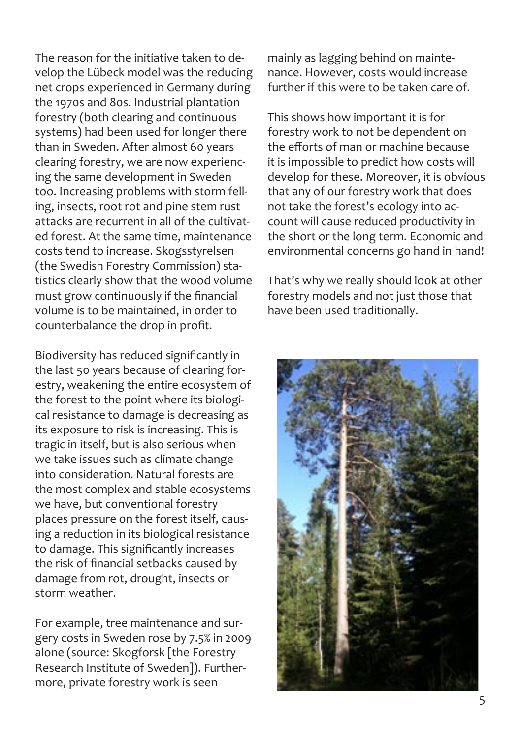The reason for the initiative taken to develop the Lübeck model was the reducing net crops experienced in Germany during the 1970s and 80s. Industrial plantation forestry (both clearing and continuous systems) had been used for longer there than in Sweden. After almost 60 years clearing forestry, we are now experiencing the same development in Sweden too. Increasing problems with storm felling, insects, root rot and pine stem rust attacks are recurrent in all of the cultivated forest. At the same time, maintenance costs tend to increase. Skogsstyrelsen (the Swedish Forestry Commission) statistics clearly show that the wood volume must grow continuously if the financial volume is to be maintained, in order to counterbalance the drop in profit.

Biodiversity has reduced significantly in the last 50 years because of clearing forestry, weakening the entire ecosystem of the forest to the point where its biological resistance to damage is decreasing as its exposure to risk is increasing. This is tragic in itself, but is also serious when we take issues such as climate change into consideration. Natural forests are the most complex and stable ecosystems we have, but conventional forestry places pressure on the forest itself, causing a reduction in its biological resistance to damage. This significantly increases the risk of financial setbacks caused by damage from rot, drought, insects or storm weather.

For example, tree maintenance and surgery costs in Sweden rose by 7.5% in 2009 alone (source: Skogforsk [the Forestry Research Institute of Sweden]). Furthermore, private forestry work is seen mainly as lagging behind on maintenance. However, costs would increase further if this were to be taken care of.

This shows how important it is for forestry work to not be dependent on the efforts of man or machine because it is impossible to predict how costs will develop for these. Moreover, it is obvious that any of our forestry work that does not take the forest's ecology into account will cause reduced productivity in the short or the long term. Economic and environmental concerns go hand in hand!

That's why we really should look at other forestry models and not just those that have been used traditionally.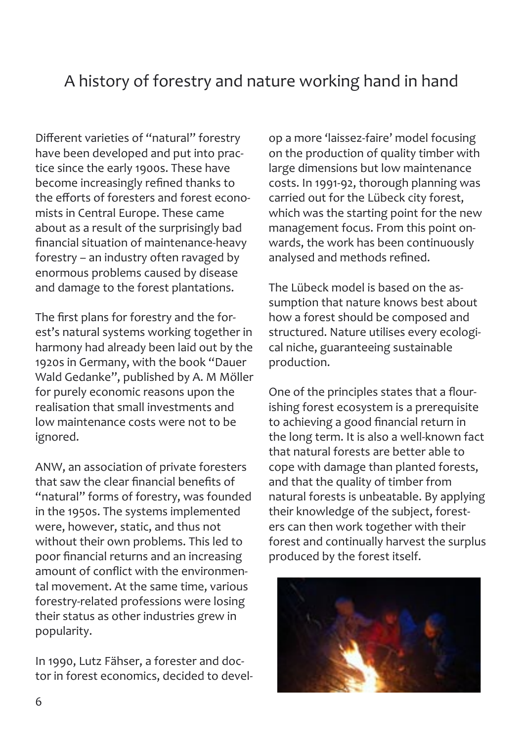# A history of forestry and nature working hand in hand

Different varieties of "natural" forestry have been developed and put into practice since the early 1900s. These have become increasingly refined thanks to the efforts of foresters and forest economists in Central Europe. These came about as a result of the surprisingly bad financial situation of maintenance-heavy forestry – an industry often ravaged by enormous problems caused by disease and damage to the forest plantations.

The first plans for forestry and the forest's natural systems working together in harmony had already been laid out by the 1920s in Germany, with the book "Dauer Wald Gedanke", published by A. M Möller for purely economic reasons upon the realisation that small investments and low maintenance costs were not to be ignored.

ANW, an association of private foresters that saw the clear financial benefits of "natural" forms of forestry, was founded in the 1950s. The systems implemented were, however, static, and thus not without their own problems. This led to poor financial returns and an increasing amount of conflict with the environmental movement. At the same time, various forestry-related professions were losing their status as other industries grew in popularity.

In 1990, Lutz Fähser, a forester and doctor in forest economics, decided to develop a more 'laissez-faire' model focusing on the production of quality timber with large dimensions but low maintenance costs. In 1991-92, thorough planning was carried out for the Lübeck city forest, which was the starting point for the new management focus. From this point onwards, the work has been continuously analysed and methods refined.

The Lübeck model is based on the assumption that nature knows best about how a forest should be composed and structured. Nature utilises every ecological niche, guaranteeing sustainable production.

One of the principles states that a flourishing forest ecosystem is a prerequisite to achieving a good financial return in the long term. It is also a well-known fact that natural forests are better able to cope with damage than planted forests, and that the quality of timber from natural forests is unbeatable. By applying their knowledge of the subject, foresters can then work together with their forest and continually harvest the surplus produced by the forest itself.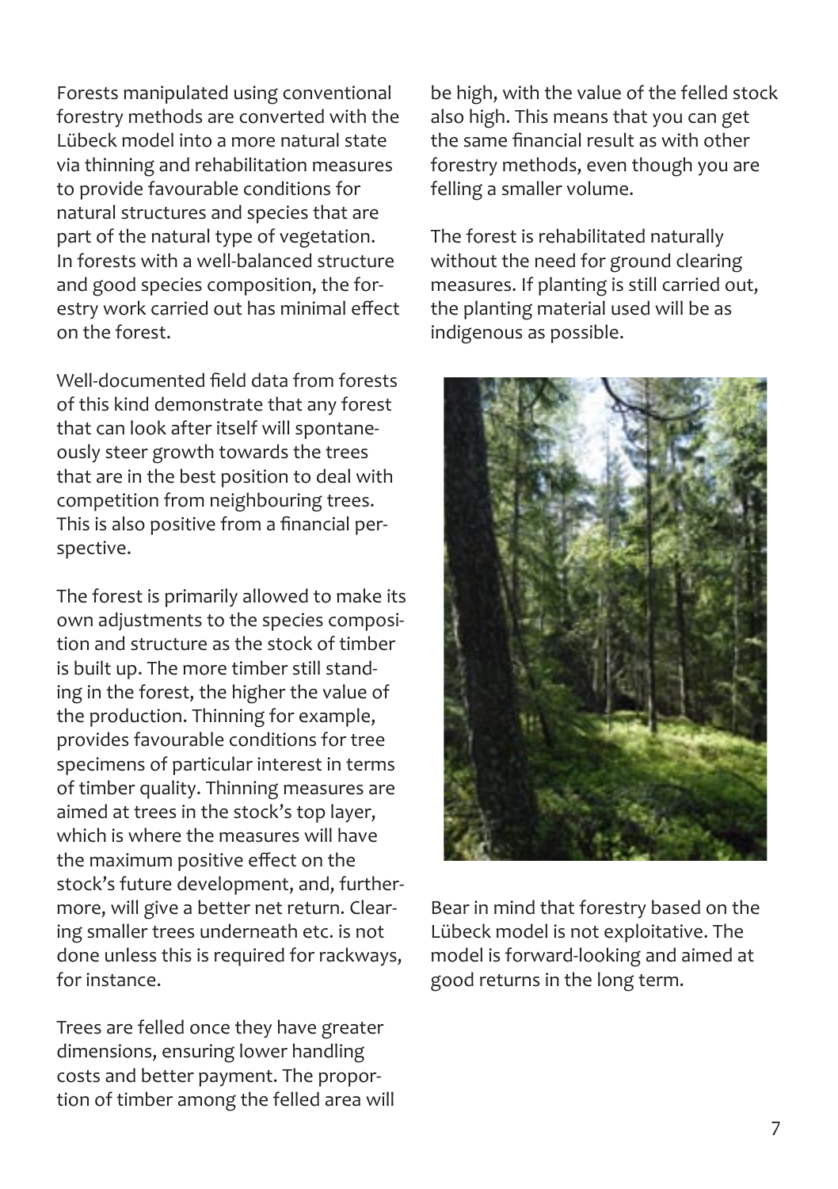Forests manipulated using conventional forestry methods are converted with the Lübeck model into a more natural state via thinning and rehabilitation measures to provide favourable conditions for natural structures and species that are part of the natural type of vegetation. In forests with a well-balanced structure and good species composition, the forestry work carried out has minimal effect on the forest.

Well-documented field data from forests of this kind demonstrate that any forest that can look after itself will spontaneously steer growth towards the trees that are in the best position to deal with competition from neighbouring trees. This is also positive from a financial perspective.

The forest is primarily allowed to make its own adjustments to the species composition and structure as the stock of timber is built up. The more timber still standing in the forest, the higher the value of the production. Thinning for example, provides favourable conditions for tree specimens of particular interest in terms of timber quality. Thinning measures are aimed at trees in the stock's top layer, which is where the measures will have the maximum positive effect on the stock's future development, and, furthermore, will give a better net return. Clearing smaller trees underneath etc. is not done unless this is required for rackways, for instance.

Trees are felled once they have greater dimensions, ensuring lower handling costs and better payment. The proportion of timber among the felled area will be high, with the value of the felled stock also high. This means that you can get the same financial result as with other forestry methods, even though you are felling a smaller volume.

The forest is rehabilitated naturally without the need for ground clearing measures. If planting is still carried out, the planting material used will be as indigenous as possible.

Bear in mind that forestry based on the Lübeck model is not exploitative. The model is forward-looking and aimed at good returns in the long term.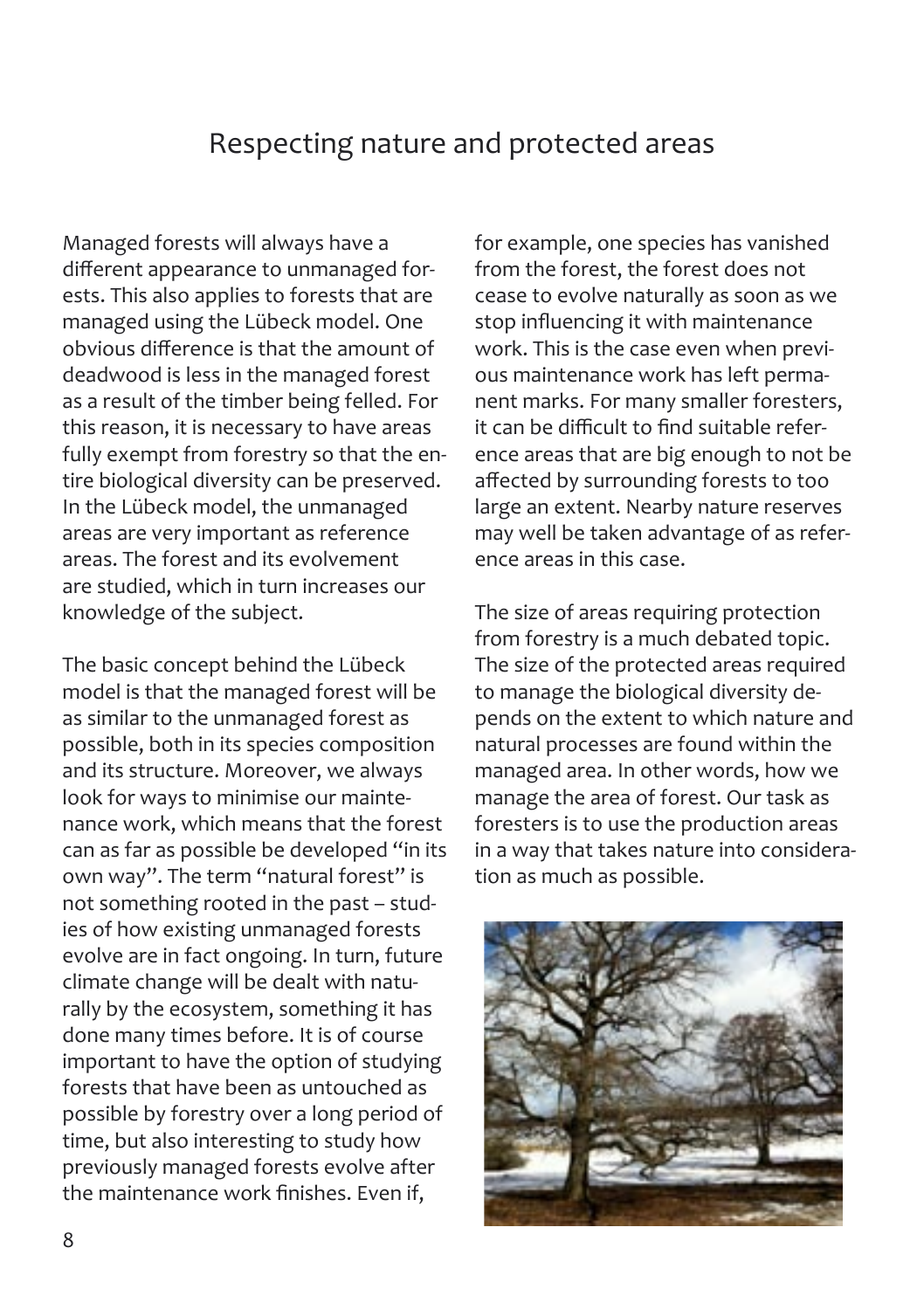# Respecting nature and protected areas

Managed forests will always have a different appearance to unmanaged forests. This also applies to forests that are managed using the Lübeck model. One obvious difference is that the amount of deadwood is less in the managed forest as a result of the timber being felled. For this reason, it is necessary to have areas fully exempt from forestry so that the entire biological diversity can be preserved. In the Lübeck model, the unmanaged areas are very important as reference areas. The forest and its evolvement are studied, which in turn increases our knowledge of the subject.

The basic concept behind the Lübeck model is that the managed forest will be as similar to the unmanaged forest as possible, both in its species composition and its structure. Moreover, we always look for ways to minimise our maintenance work, which means that the forest can as far as possible be developed "in its own way". The term "natural forest" is not something rooted in the past – studies of how existing unmanaged forests evolve are in fact ongoing. In turn, future climate change will be dealt with naturally by the ecosystem, something it has done many times before. It is of course important to have the option of studying forests that have been as untouched as possible by forestry over a long period of time, but also interesting to study how previously managed forests evolve after the maintenance work finishes. Even if, for example, one species has vanished from the forest, the forest does not cease to evolve naturally as soon as we stop influencing it with maintenance work. This is the case even when previous maintenance work has left permanent marks. For many smaller foresters, it can be difficult to find suitable reference areas that are big enough to not be affected by surrounding forests to too large an extent. Nearby nature reserves may well be taken advantage of as reference areas in this case.

The size of areas requiring protection from forestry is a much debated topic. The size of the protected areas required to manage the biological diversity depends on the extent to which nature and natural processes are found within the managed area. In other words, how we manage the area of forest. Our task as foresters is to use the production areas in a way that takes nature into consideration as much as possible.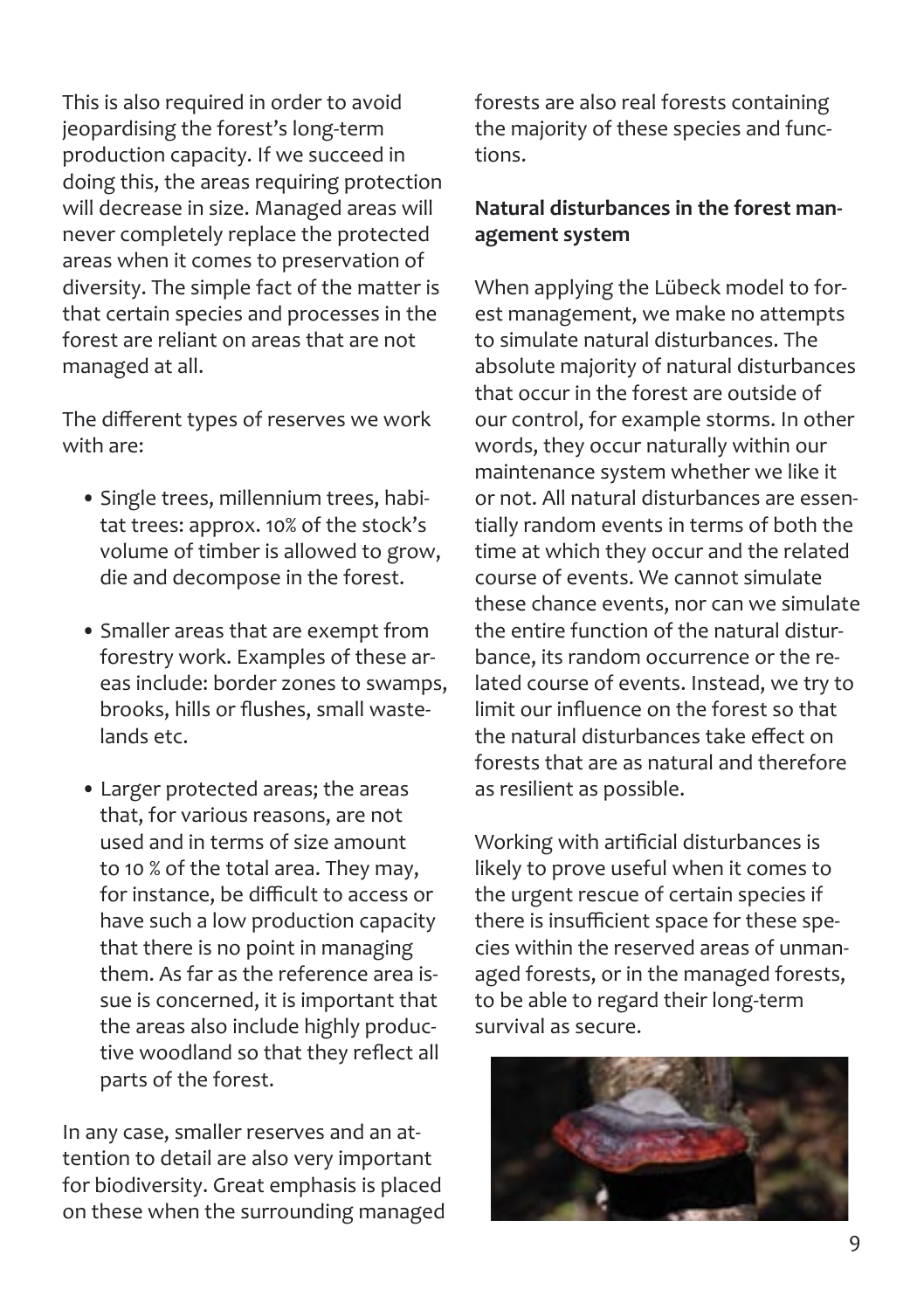This is also required in order to avoid jeopardising the forest's long-term production capacity. If we succeed in doing this, the areas requiring protection will decrease in size. Managed areas will never completely replace the protected areas when it comes to preservation of diversity. The simple fact of the matter is that certain species and processes in the forest are reliant on areas that are not managed at all.

The different types of reserves we work with are:

- Single trees, millennium trees, habitat trees: approx. 10% of the stock's volume of timber is allowed to grow, die and decompose in the forest.
- Smaller areas that are exempt from forestry work. Examples of these areas include: border zones to swamps, brooks, hills or flushes, small wastelands etc.
- Larger protected areas; the areas that, for various reasons, are not used and in terms of size amount to 10 % of the total area. They may, for instance, be difficult to access or have such a low production capacity that there is no point in managing them. As far as the reference area issue is concerned, it is important that the areas also include highly productive woodland so that they reflect all parts of the forest.

In any case, smaller reserves and an attention to detail are also very important for biodiversity. Great emphasis is placed on these when the surrounding managed forests are also real forests containing the majority of these species and functions.

**Natural disturbances in the forest management system**

When applying the Lübeck model to forest management, we make no attempts to simulate natural disturbances. The absolute majority of natural disturbances that occur in the forest are outside of our control, for example storms. In other words, they occur naturally within our maintenance system whether we like it or not. All natural disturbances are essentially random events in terms of both the time at which they occur and the related course of events. We cannot simulate these chance events, nor can we simulate the entire function of the natural disturbance, its random occurrence or the related course of events. Instead, we try to limit our influence on the forest so that the natural disturbances take effect on forests that are as natural and therefore as resilient as possible.

Working with artificial disturbances is likely to prove useful when it comes to the urgent rescue of certain species if there is insufficient space for these species within the reserved areas of unmanaged forests, or in the managed forests, to be able to regard their long-term survival as secure.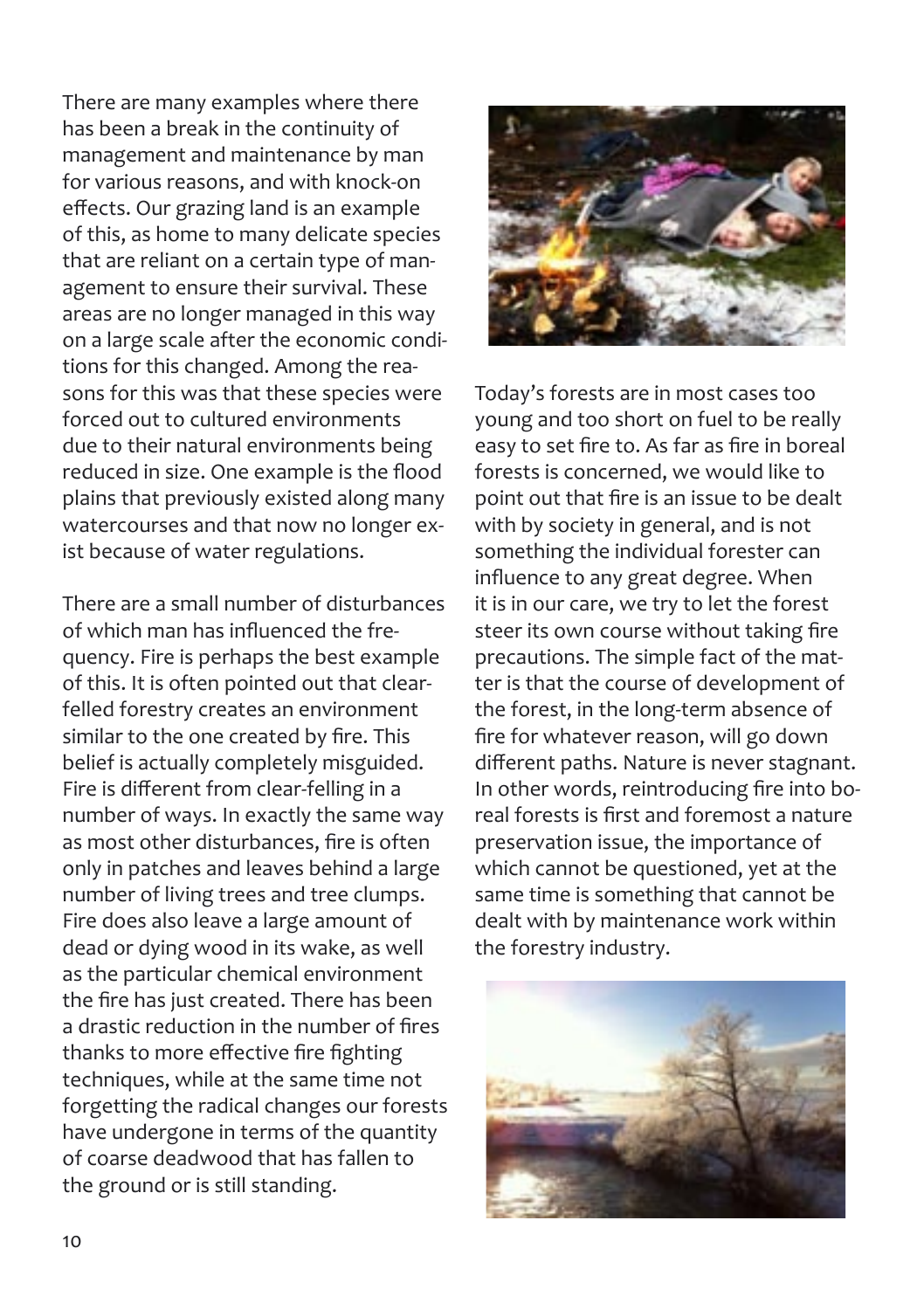There are many examples where there has been a break in the continuity of management and maintenance by man for various reasons, and with knock-on effects. Our grazing land is an example of this, as home to many delicate species that are reliant on a certain type of management to ensure their survival. These areas are no longer managed in this way on a large scale after the economic conditions for this changed. Among the reasons for this was that these species were forced out to cultured environments due to their natural environments being reduced in size. One example is the flood plains that previously existed along many watercourses and that now no longer exist because of water regulations.

There are a small number of disturbances of which man has influenced the frequency. Fire is perhaps the best example of this. It is often pointed out that clear-felled forestry creates an environment similar to the one created by fire. This belief is actually completely misguided. Fire is different from clear-felling in a number of ways. In exactly the same way as most other disturbances, fire is often only in patches and leaves behind a large number of living trees and tree clumps. Fire does also leave a large amount of dead or dying wood in its wake, as well as the particular chemical environment the fire has just created. There has been a drastic reduction in the number of fires thanks to more effective fire fighting techniques, while at the same time not forgetting the radical changes our forests have undergone in terms of the quantity of coarse deadwood that has fallen to the ground or is still standing.

Today's forests are in most cases too young and too short on fuel to be really easy to set fire to. As far as fire in boreal forests is concerned, we would like to point out that fire is an issue to be dealt with by society in general, and is not something the individual forester can influence to any great degree. When it is in our care, we try to let the forest steer its own course without taking fire precautions. The simple fact of the matter is that the course of development of the forest, in the long-term absence of fire for whatever reason, will go down different paths. Nature is never stagnant. In other words, reintroducing fire into boreal forests is first and foremost a nature preservation issue, the importance of which cannot be questioned, yet at the same time is something that cannot be dealt with by maintenance work within the forestry industry.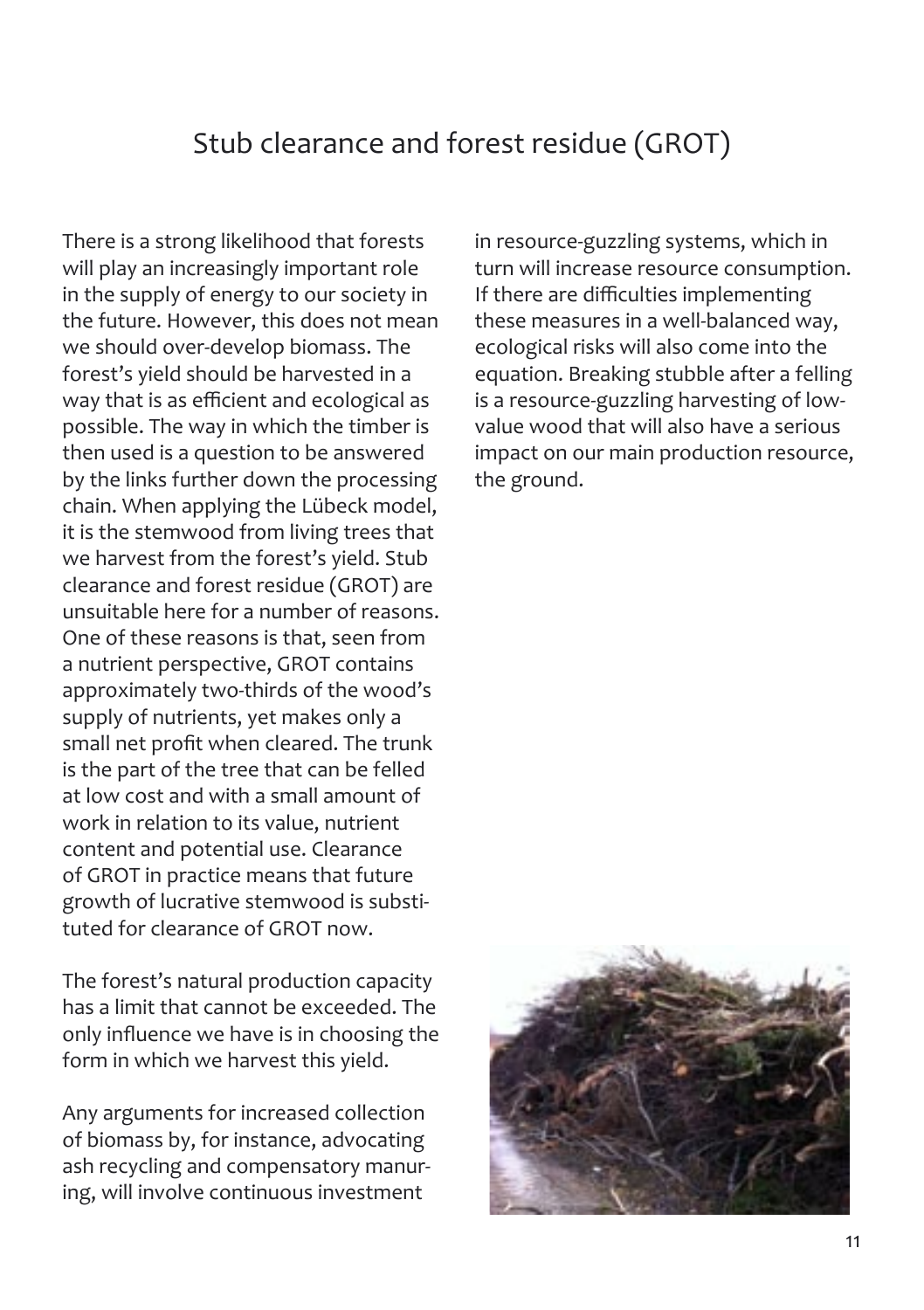# Stub clearance and forest residue (GROT)

There is a strong likelihood that forests will play an increasingly important role in the supply of energy to our society in the future. However, this does not mean we should over-develop biomass. The forest's yield should be harvested in a way that is as efficient and ecological as possible. The way in which the timber is then used is a question to be answered by the links further down the processing chain. When applying the Lübeck model, it is the stemwood from living trees that we harvest from the forest's yield. Stub clearance and forest residue (GROT) are unsuitable here for a number of reasons. One of these reasons is that, seen from a nutrient perspective, GROT contains approximately two-thirds of the wood's supply of nutrients, yet makes only a small net profit when cleared. The trunk is the part of the tree that can be felled at low cost and with a small amount of work in relation to its value, nutrient content and potential use. Clearance of GROT in practice means that future growth of lucrative stemwood is substituted for clearance of GROT now.

The forest's natural production capacity has a limit that cannot be exceeded. The only influence we have is in choosing the form in which we harvest this yield.

Any arguments for increased collection of biomass by, for instance, advocating ash recycling and compensatory manuring, will involve continuous investment in resource-guzzling systems, which in turn will increase resource consumption. If there are difficulties implementing these measures in a well-balanced way, ecological risks will also come into the equation. Breaking stubble after a felling is a resource-guzzling harvesting of low-value wood that will also have a serious impact on our main production resource, the ground.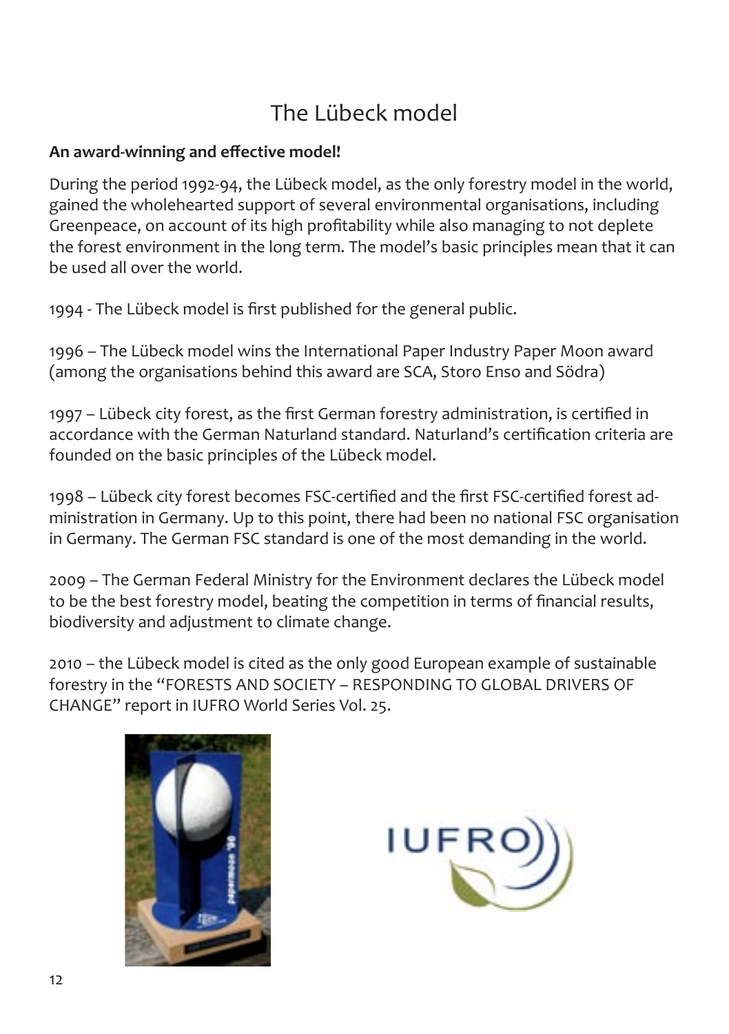# The Lübeck model

**An award-winning and effective model!**

During the period 1992-94, the Lübeck model, as the only forestry model in the world, gained the wholehearted support of several environmental organisations, including Greenpeace, on account of its high profitability while also managing to not deplete the forest environment in the long term. The model's basic principles mean that it can be used all over the world.

1994 - The Lübeck model is first published for the general public.

1996 – The Lübeck model wins the International Paper Industry Paper Moon award (among the organisations behind this award are SCA, Storo Enso and Södra)

1997 – Lübeck city forest, as the first German forestry administration, is certified in accordance with the German Naturland standard. Naturland's certification criteria are founded on the basic principles of the Lübeck model.

1998 – Lübeck city forest becomes FSC-certified and the first FSC-certified forest administration in Germany. Up to this point, there had been no national FSC organisation in Germany. The German FSC standard is one of the most demanding in the world.

2009 – The German Federal Ministry for the Environment declares the Lübeck model to be the best forestry model, beating the competition in terms of financial results, biodiversity and adjustment to climate change.

2010 – the Lübeck model is cited as the only good European example of sustainable forestry in the "FORESTS AND SOCIETY – RESPONDING TO GLOBAL DRIVERS OF CHANGE" report in IUFRO World Series Vol. 25.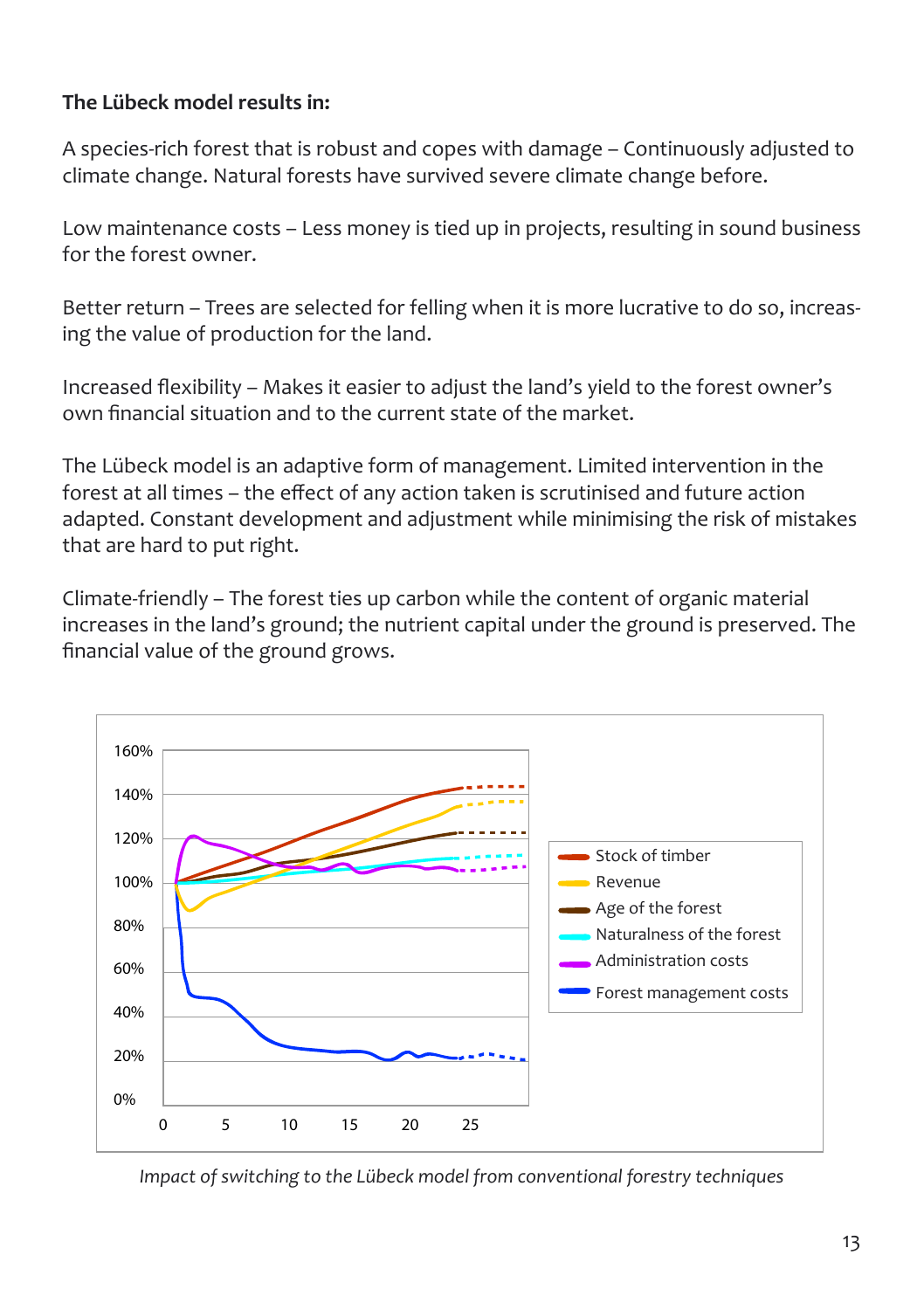**The Lübeck model results in:**

A species-rich forest that is robust and copes with damage – Continuously adjusted to climate change. Natural forests have survived severe climate change before.

Low maintenance costs – Less money is tied up in projects, resulting in sound business for the forest owner.

Better return – Trees are selected for felling when it is more lucrative to do so, increasing the value of production for the land.

Increased flexibility – Makes it easier to adjust the land's yield to the forest owner's own financial situation and to the current state of the market.

The Lübeck model is an adaptive form of management. Limited intervention in the forest at all times – the effect of any action taken is scrutinised and future action adapted. Constant development and adjustment while minimising the risk of mistakes that are hard to put right.

Climate-friendly – The forest ties up carbon while the content of organic material increases in the land's ground; the nutrient capital under the ground is preserved. The financial value of the ground grows.

*Impact of switching to the Lübeck model from conventional forestry techniques*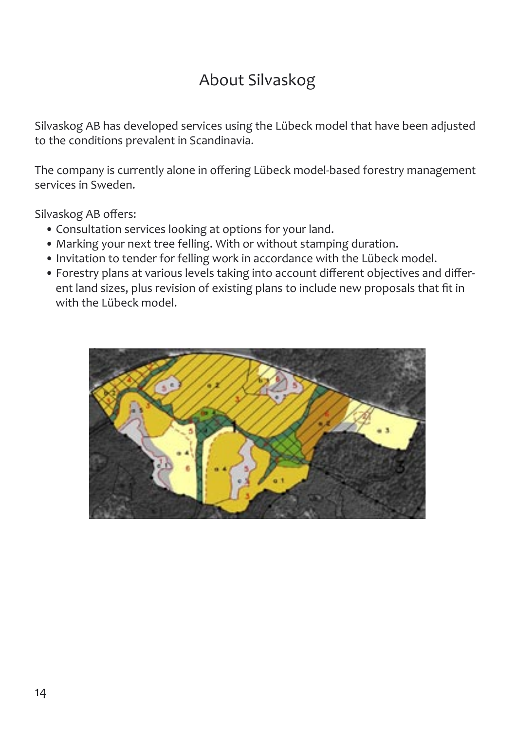# About Silvaskog

Silvaskog AB has developed services using the Lübeck model that have been adjusted to the conditions prevalent in Scandinavia.

The company is currently alone in offering Lübeck model-based forestry management services in Sweden.

Silvaskog AB offers:

- Consultation services looking at options for your land.
- Marking your next tree felling. With or without stamping duration.
- Invitation to tender for felling work in accordance with the Lübeck model.
- Forestry plans at various levels taking into account different objectives and different land sizes, plus revision of existing plans to include new proposals that fit in with the Lübeck model.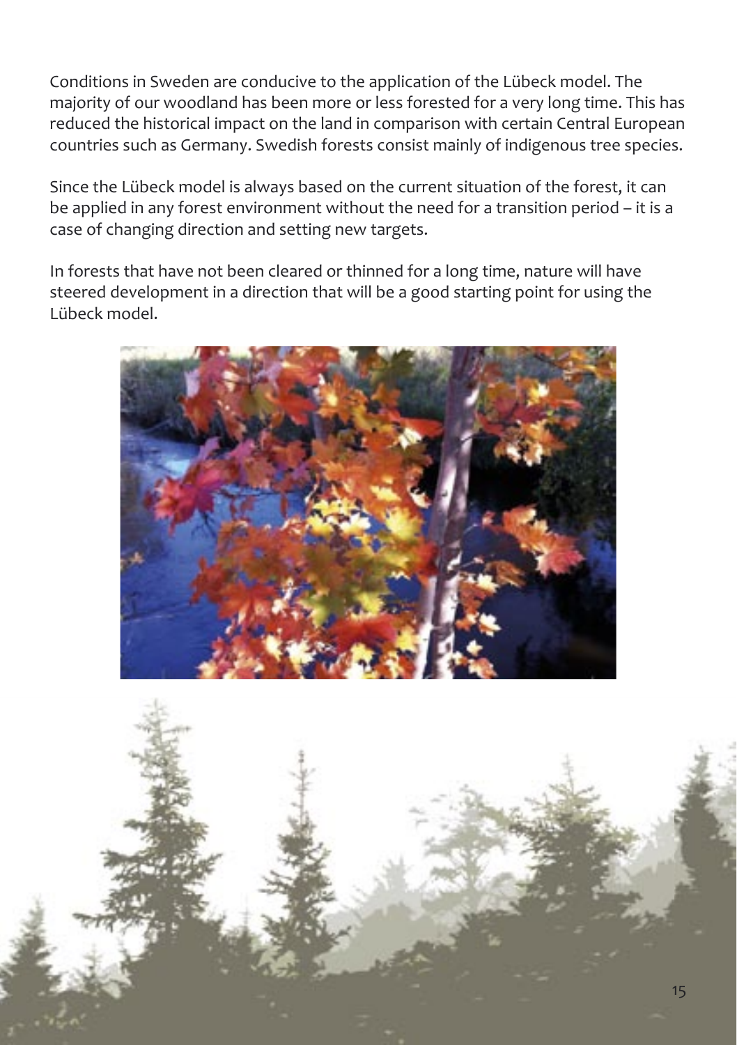Conditions in Sweden are conducive to the application of the Lübeck model. The majority of our woodland has been more or less forested for a very long time. This has reduced the historical impact on the land in comparison with certain Central European countries such as Germany. Swedish forests consist mainly of indigenous tree species.

Since the Lübeck model is always based on the current situation of the forest, it can be applied in any forest environment without the need for a transition period – it is a case of changing direction and setting new targets.

In forests that have not been cleared or thinned for a long time, nature will have steered development in a direction that will be a good starting point for using the Lübeck model.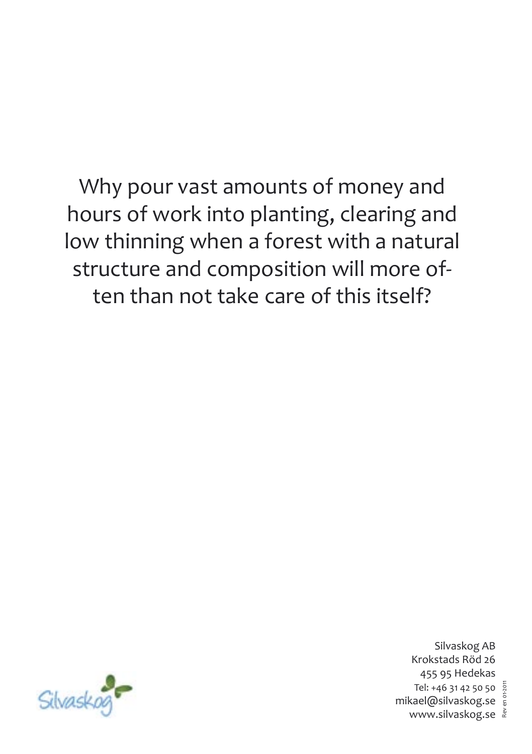Why pour vast amounts of money and hours of work into planting, clearing and low thinning when a forest with a natural structure and composition will more often than not take care of this itself?

Silvaskog AB
Krokstads Röd 26
455 95 Hedekas
Tel: +46 31 42 50 50
mikael@silvaskog.se
www.silvaskog.se

Rev en 01-2011